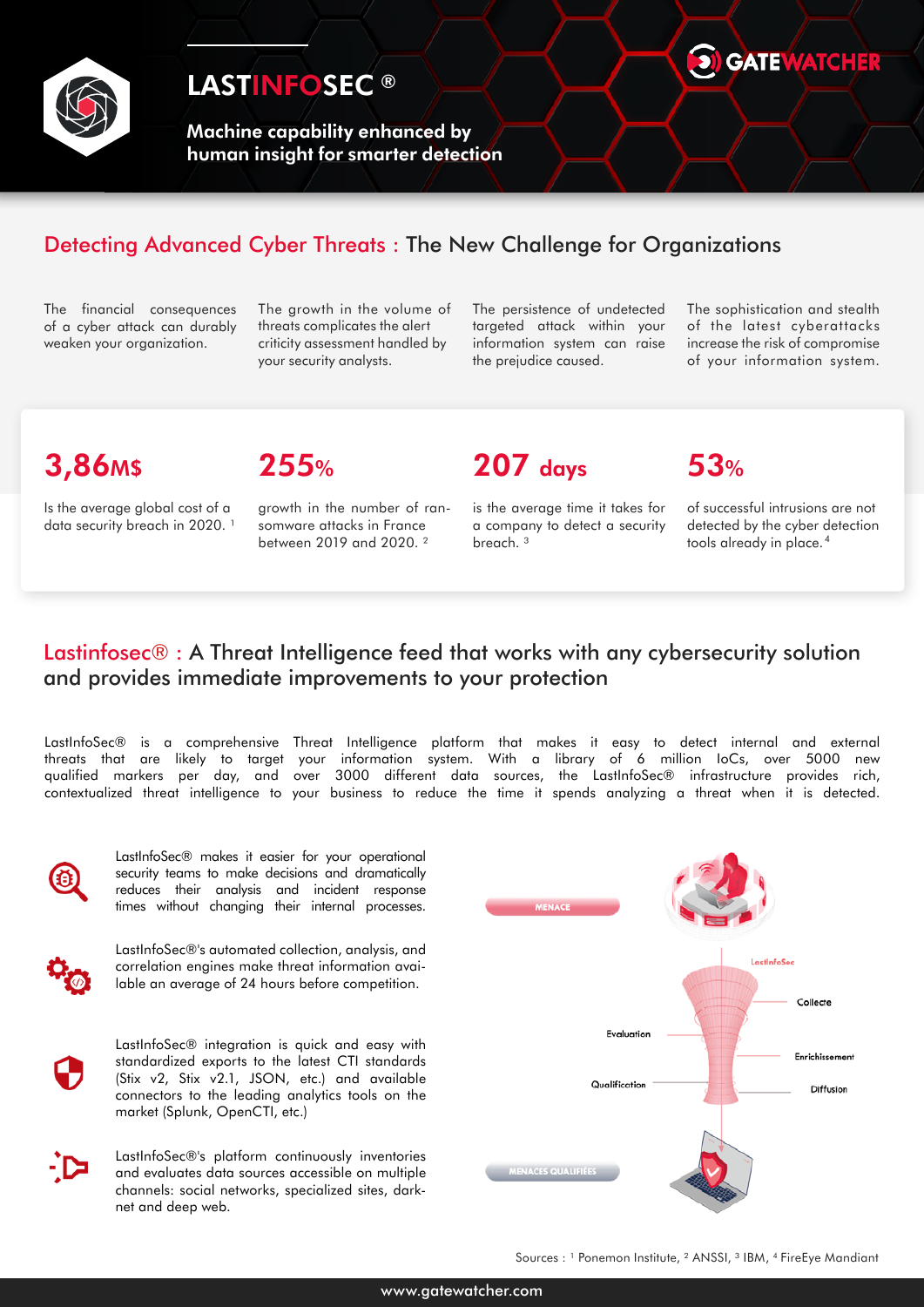# LASTINFOSEC ®

GATEWATCHER

**Machine capability enhanced by human insight for smarter detection**

## Detecting Advanced Cyber Threats : The New Challenge for Organizations

The financial consequences of a cyber attack can durably weaken your organization.

The growth in the volume of threats complicates the alert criticity assessment handled by your security analysts.

The persistence of undetected targeted attack within your information system can raise the prejudice caused.

The sophistication and stealth of the latest cyberattacks increase the risk of compromise of your information system.

**3,86M$**

Is the average global cost of a data security breach in 2020. [1]

**255%**

growth in the number of ransomware attacks in France between 2019 and 2020. [2]

**207 days**

is the average time it takes for a company to detect a security breach. [3]

**53%**

of successful intrusions are not detected by the cyber detection tools already in place. [4]

## Lastinfosec® : A Threat Intelligence feed that works with any cybersecurity solution and provides immediate improvements to your protection

LastInfoSec® is a comprehensive Threat Intelligence platform that makes it easy to detect internal and external threats that are likely to target your information system. With a library of 6 million IoCs, over 5000 new qualified markers per day, and over 3000 different data sources, the LastInfoSec® infrastructure provides rich, contextualized threat intelligence to your business to reduce the time it spends analyzing a threat when it is detected.

LastInfoSec® makes it easier for your operational security teams to make decisions and dramatically reduces their analysis and incident response times without changing their internal processes.

LastInfoSec®'s automated collection, analysis, and correlation engines make threat information available an average of 24 hours before competition.

LastInfoSec® integration is quick and easy with standardized exports to the latest CTI standards (Stix v2, Stix v2.1, JSON, etc.) and available connectors to the leading analytics tools on the market (Splunk, OpenCTI, etc.)

LastInfoSec®'s platform continuously inventories and evaluates data sources accessible on multiple channels: social networks, specialized sites, darknet and deep web.

MENACE

LastInfoSec

Collecte

Evaluation

Enrichissement

Qualification

Diffusion

MENACES QUALIFIÉES

Sources : [1] Ponemon Institute, [2] ANSSI, [3] IBM, [4] FireEye Mandiant

www.gatewatcher.com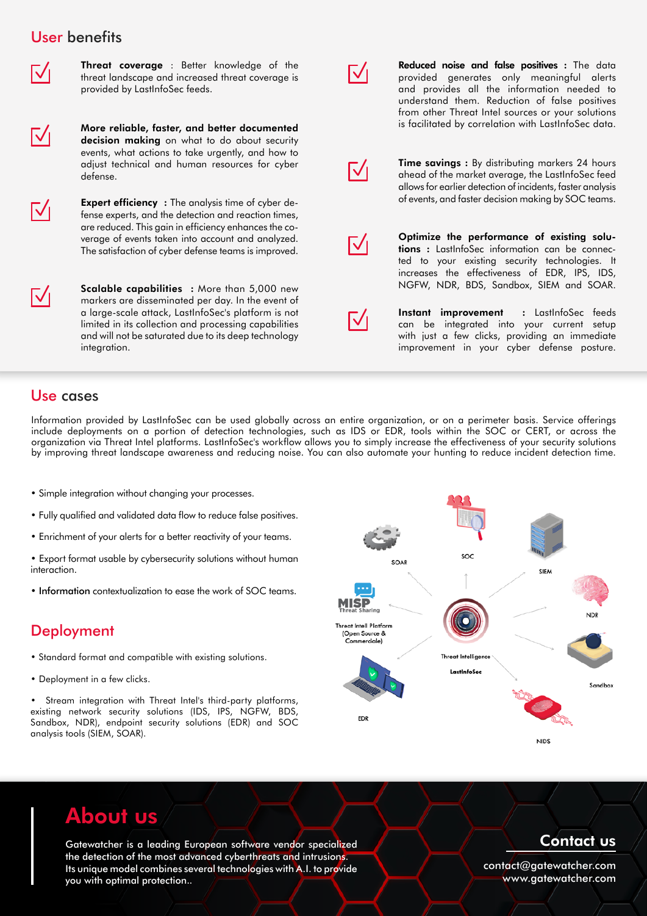## User benefits

**Threat coverage** : Better knowledge of the threat landscape and increased threat coverage is provided by LastInfoSec feeds.

**More reliable, faster, and better documented decision making** on what to do about security events, what actions to take urgently, and how to adjust technical and human resources for cyber defense.

**Expert efficiency** : The analysis time of cyber defense experts, and the detection and reaction times, are reduced. This gain in efficiency enhances the coverage of events taken into account and analyzed. The satisfaction of cyber defense teams is improved.

**Scalable capabilities** : More than 5,000 new markers are disseminated per day. In the event of a large-scale attack, LastInfoSec's platform is not limited in its collection and processing capabilities and will not be saturated due to its deep technology integration.

**Reduced noise and false positives** : The data provided generates only meaningful alerts and provides all the information needed to understand them. Reduction of false positives from other Threat Intel sources or your solutions is facilitated by correlation with LastInfoSec data.

**Time savings** : By distributing markers 24 hours ahead of the market average, the LastInfoSec feed allows for earlier detection of incidents, faster analysis of events, and faster decision making by SOC teams.

**Optimize the performance of existing solutions** : LastInfoSec information can be connected to your existing security technologies. It increases the effectiveness of EDR, IPS, IDS, NGFW, NDR, BDS, Sandbox, SIEM and SOAR.

**Instant improvement** : LastInfoSec feeds can be integrated into your current setup with just a few clicks, providing an immediate improvement in your cyber defense posture.

## Use cases

Information provided by LastInfoSec can be used globally across an entire organization, or on a perimeter basis. Service offerings include deployments on a portion of detection technologies, such as IDS or EDR, tools within the SOC or CERT, or across the organization via Threat Intel platforms. LastInfoSec's workflow allows you to simply increase the effectiveness of your security solutions by improving threat landscape awareness and reducing noise. You can also automate your hunting to reduce incident detection time.

- Simple integration without changing your processes.
- Fully qualified and validated data flow to reduce false positives.
- Enrichment of your alerts for a better reactivity of your teams.
- Export format usable by cybersecurity solutions without human interaction.
- Information contextualization to ease the work of SOC teams.

SOC
SOAR
SIEM
MISP Threat Sharing
Threat Intell Platform (Open Source & Commerciale)
NDR
Threat Intelligence
LastInfoSec
Sandbox
EDR
NIDS

## Deployment

- Standard format and compatible with existing solutions.
- Deployment in a few clicks.
- Stream integration with Threat Intel's third-party platforms, existing network security solutions (IDS, IPS, NGFW, BDS, Sandbox, NDR), endpoint security solutions (EDR) and SOC analysis tools (SIEM, SOAR).

## About us

Gatewatcher is a leading European software vendor specialized the detection of the most advanced cyberthreats and intrusions. Its unique model combines several technologies with A.I. to provide you with optimal protection..

### Contact us

contact@gatewatcher.com
www.gatewatcher.com